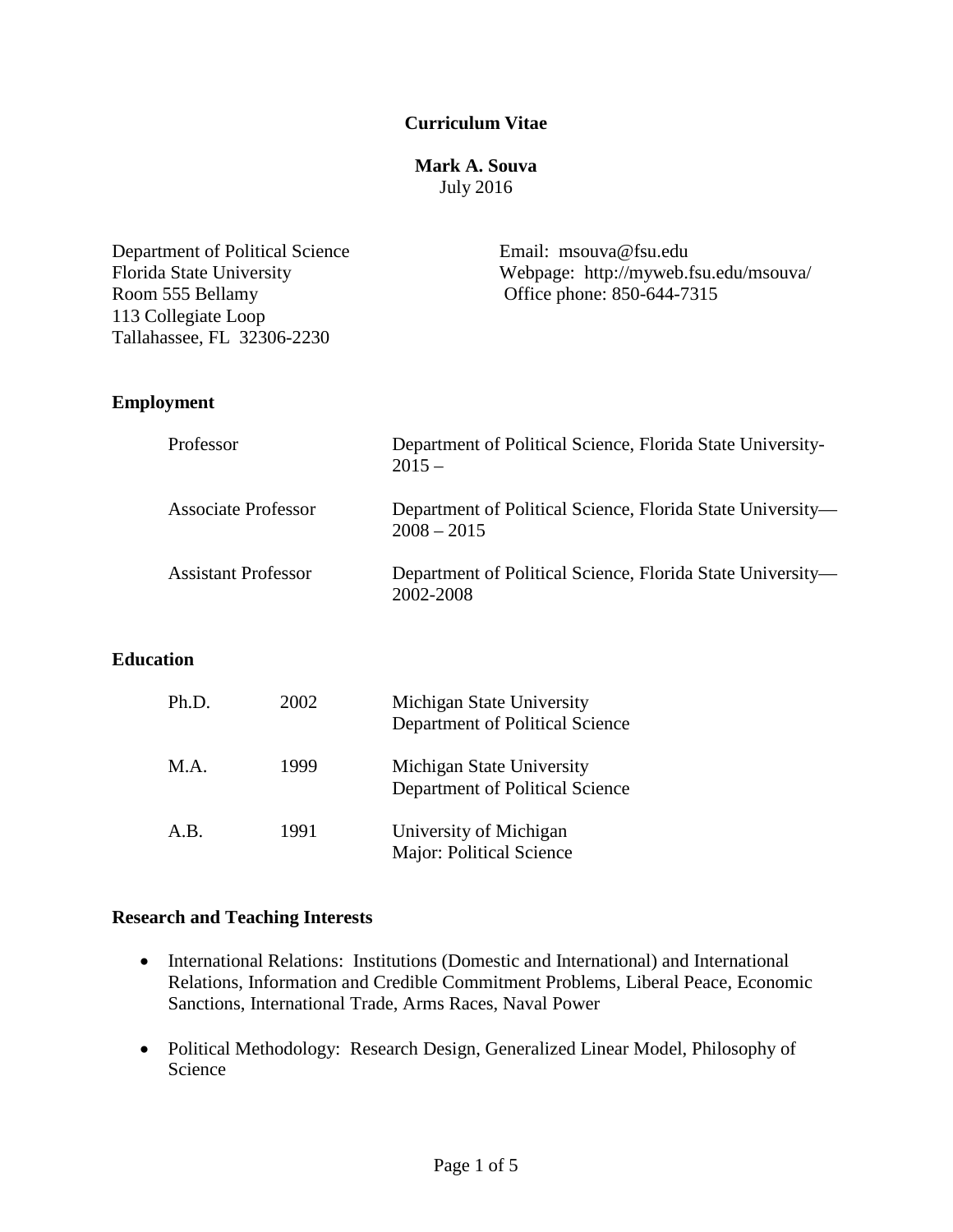# Curriculum Vitae

## Mark A. Souva

July 2016

Department of Political Science
Florida State University
Room 555 Bellamy
113 Collegiate Loop
Tallahassee, FL 32306-2230

Email: msouva@fsu.edu
Webpage: http://myweb.fsu.edu/msouva/
Office phone: 850-644-7315

### Employment

| | |
|---|---|
| Professor | Department of Political Science, Florida State University- 2015 – |
| Associate Professor | Department of Political Science, Florida State University— 2008 – 2015 |
| Assistant Professor | Department of Political Science, Florida State University— 2002-2008 |

### Education

| | | |
|---|---|---|
| Ph.D. | 2002 | Michigan State University<br>Department of Political Science |
| M.A. | 1999 | Michigan State University<br>Department of Political Science |
| A.B. | 1991 | University of Michigan<br>Major: Political Science |

### Research and Teaching Interests

- International Relations: Institutions (Domestic and International) and International Relations, Information and Credible Commitment Problems, Liberal Peace, Economic Sanctions, International Trade, Arms Races, Naval Power

- Political Methodology: Research Design, Generalized Linear Model, Philosophy of Science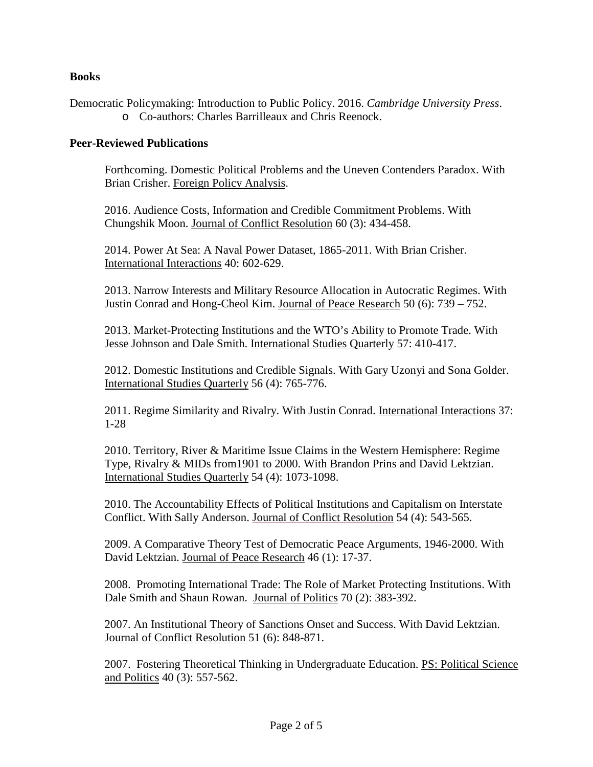**Books**

Democratic Policymaking: Introduction to Public Policy. 2016. *Cambridge University Press*.

- Co-authors: Charles Barrilleaux and Chris Reenock.

**Peer-Reviewed Publications**

Forthcoming. Domestic Political Problems and the Uneven Contenders Paradox. With Brian Crisher. Foreign Policy Analysis.

2016. Audience Costs, Information and Credible Commitment Problems. With Chungshik Moon. Journal of Conflict Resolution 60 (3): 434-458.

2014. Power At Sea: A Naval Power Dataset, 1865-2011. With Brian Crisher. International Interactions 40: 602-629.

2013. Narrow Interests and Military Resource Allocation in Autocratic Regimes. With Justin Conrad and Hong-Cheol Kim. Journal of Peace Research 50 (6): 739 – 752.

2013. Market-Protecting Institutions and the WTO's Ability to Promote Trade. With Jesse Johnson and Dale Smith. International Studies Quarterly 57: 410-417.

2012. Domestic Institutions and Credible Signals. With Gary Uzonyi and Sona Golder. International Studies Quarterly 56 (4): 765-776.

2011. Regime Similarity and Rivalry. With Justin Conrad. International Interactions 37: 1-28

2010. Territory, River & Maritime Issue Claims in the Western Hemisphere: Regime Type, Rivalry & MIDs from1901 to 2000. With Brandon Prins and David Lektzian. International Studies Quarterly 54 (4): 1073-1098.

2010. The Accountability Effects of Political Institutions and Capitalism on Interstate Conflict. With Sally Anderson. Journal of Conflict Resolution 54 (4): 543-565.

2009. A Comparative Theory Test of Democratic Peace Arguments, 1946-2000. With David Lektzian. Journal of Peace Research 46 (1): 17-37.

2008. Promoting International Trade: The Role of Market Protecting Institutions. With Dale Smith and Shaun Rowan. Journal of Politics 70 (2): 383-392.

2007. An Institutional Theory of Sanctions Onset and Success. With David Lektzian. Journal of Conflict Resolution 51 (6): 848-871.

2007. Fostering Theoretical Thinking in Undergraduate Education. PS: Political Science and Politics 40 (3): 557-562.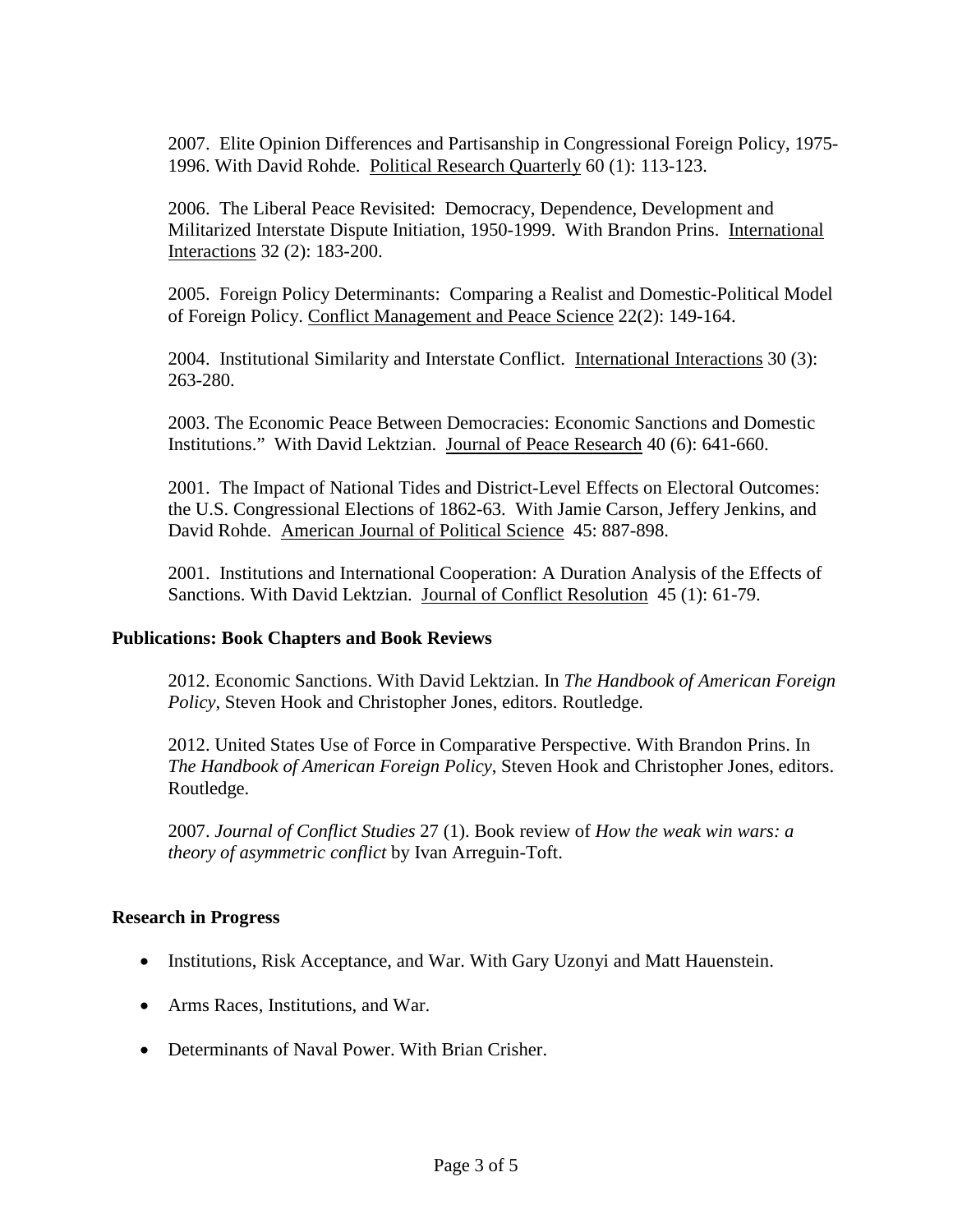2007. Elite Opinion Differences and Partisanship in Congressional Foreign Policy, 1975-1996. With David Rohde. Political Research Quarterly 60 (1): 113-123.

2006. The Liberal Peace Revisited: Democracy, Dependence, Development and Militarized Interstate Dispute Initiation, 1950-1999. With Brandon Prins. International Interactions 32 (2): 183-200.

2005. Foreign Policy Determinants: Comparing a Realist and Domestic-Political Model of Foreign Policy. Conflict Management and Peace Science 22(2): 149-164.

2004. Institutional Similarity and Interstate Conflict. International Interactions 30 (3): 263-280.

2003. The Economic Peace Between Democracies: Economic Sanctions and Domestic Institutions." With David Lektzian. Journal of Peace Research 40 (6): 641-660.

2001. The Impact of National Tides and District-Level Effects on Electoral Outcomes: the U.S. Congressional Elections of 1862-63. With Jamie Carson, Jeffery Jenkins, and David Rohde. American Journal of Political Science 45: 887-898.

2001. Institutions and International Cooperation: A Duration Analysis of the Effects of Sanctions. With David Lektzian. Journal of Conflict Resolution 45 (1): 61-79.

**Publications: Book Chapters and Book Reviews**

2012. Economic Sanctions. With David Lektzian. In *The Handbook of American Foreign Policy*, Steven Hook and Christopher Jones, editors. Routledge.

2012. United States Use of Force in Comparative Perspective. With Brandon Prins. In *The Handbook of American Foreign Policy*, Steven Hook and Christopher Jones, editors. Routledge.

2007. *Journal of Conflict Studies* 27 (1). Book review of *How the weak win wars: a theory of asymmetric conflict* by Ivan Arreguin-Toft.

**Research in Progress**

- Institutions, Risk Acceptance, and War. With Gary Uzonyi and Matt Hauenstein.
- Arms Races, Institutions, and War.
- Determinants of Naval Power. With Brian Crisher.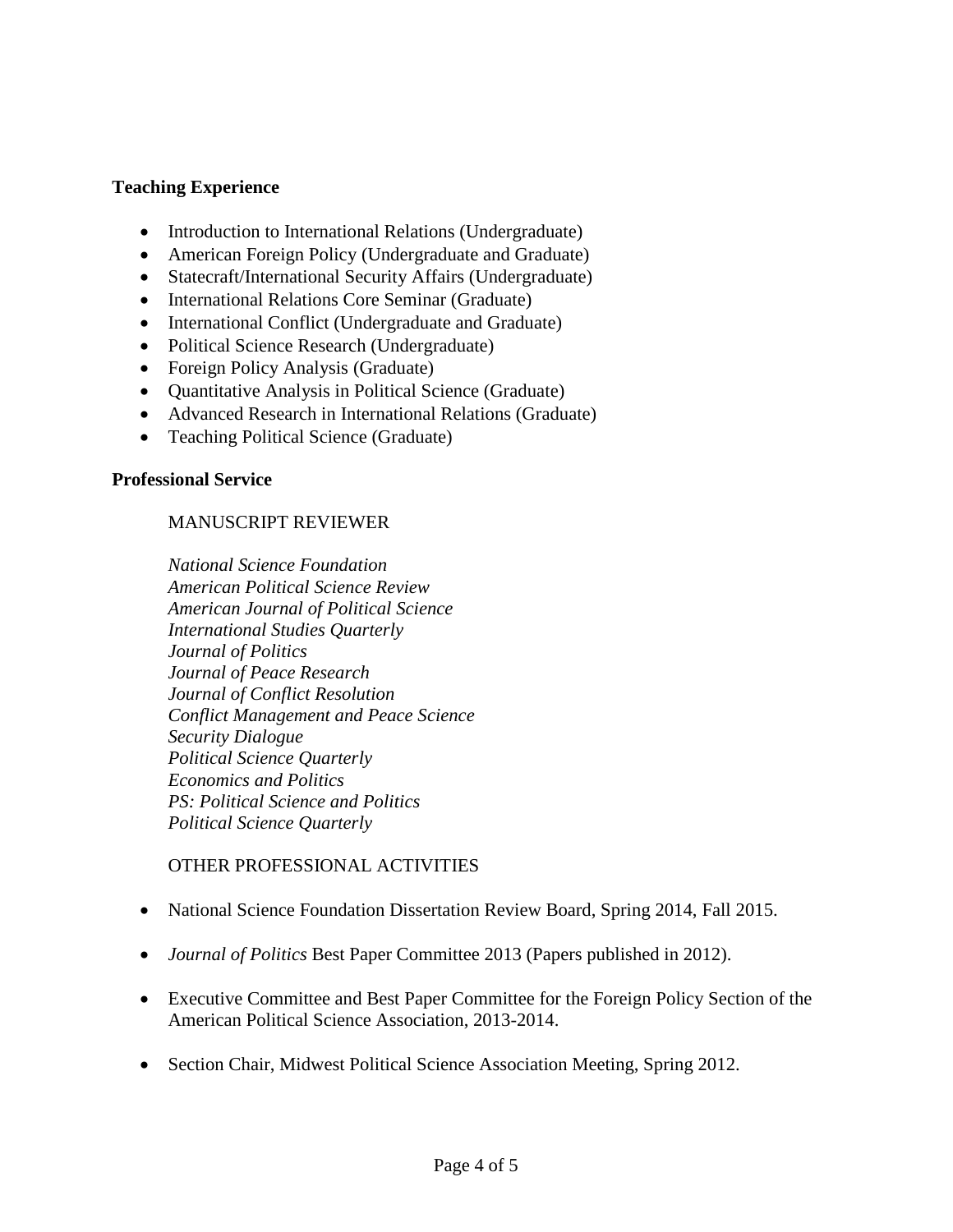**Teaching Experience**

- Introduction to International Relations (Undergraduate)
- American Foreign Policy (Undergraduate and Graduate)
- Statecraft/International Security Affairs (Undergraduate)
- International Relations Core Seminar (Graduate)
- International Conflict (Undergraduate and Graduate)
- Political Science Research (Undergraduate)
- Foreign Policy Analysis (Graduate)
- Quantitative Analysis in Political Science (Graduate)
- Advanced Research in International Relations (Graduate)
- Teaching Political Science (Graduate)

**Professional Service**

MANUSCRIPT REVIEWER

*National Science Foundation*
*American Political Science Review*
*American Journal of Political Science*
*International Studies Quarterly*
*Journal of Politics*
*Journal of Peace Research*
*Journal of Conflict Resolution*
*Conflict Management and Peace Science*
*Security Dialogue*
*Political Science Quarterly*
*Economics and Politics*
*PS: Political Science and Politics*
*Political Science Quarterly*

OTHER PROFESSIONAL ACTIVITIES

- National Science Foundation Dissertation Review Board, Spring 2014, Fall 2015.
- *Journal of Politics* Best Paper Committee 2013 (Papers published in 2012).
- Executive Committee and Best Paper Committee for the Foreign Policy Section of the American Political Science Association, 2013-2014.
- Section Chair, Midwest Political Science Association Meeting, Spring 2012.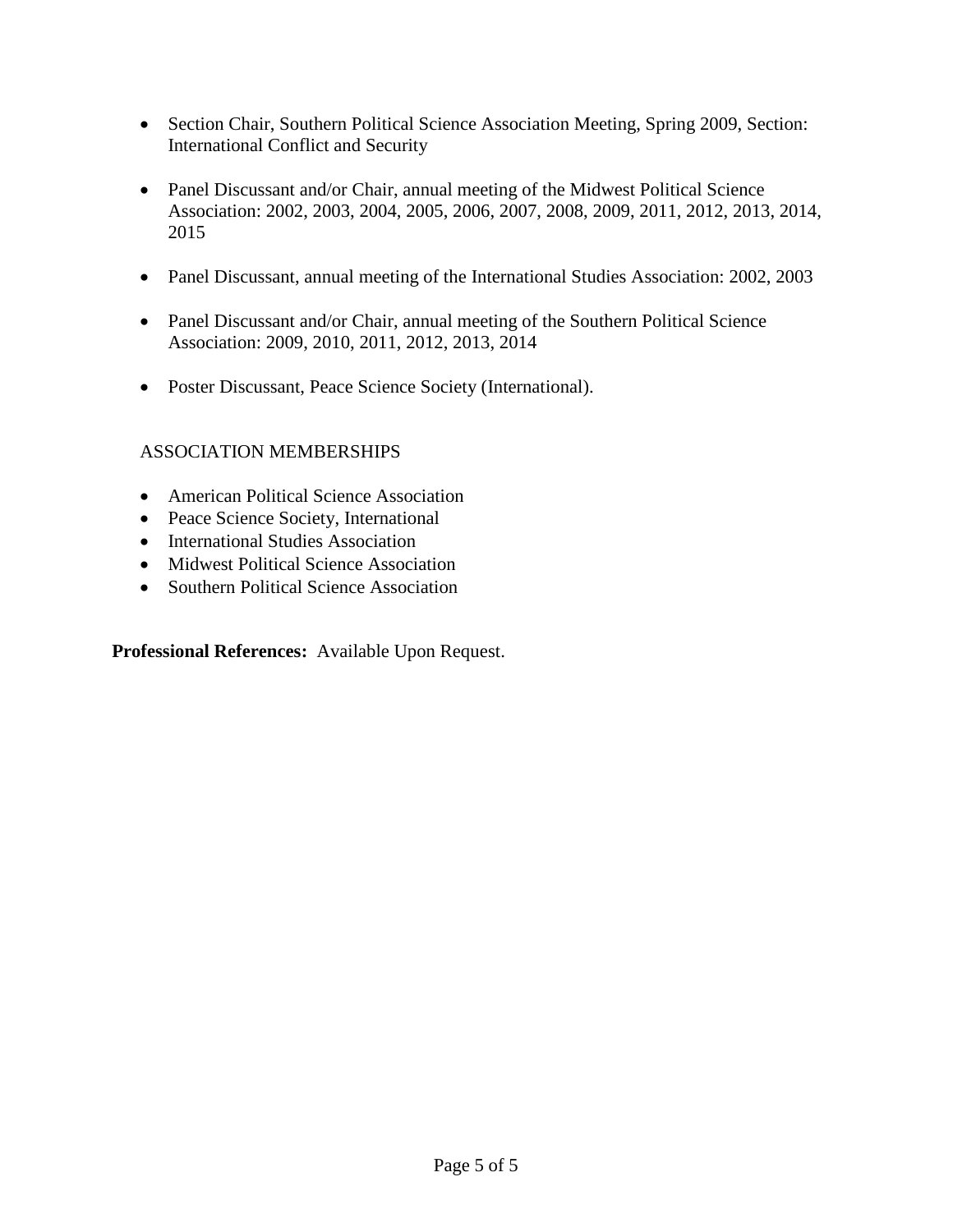- Section Chair, Southern Political Science Association Meeting, Spring 2009, Section: International Conflict and Security

- Panel Discussant and/or Chair, annual meeting of the Midwest Political Science Association: 2002, 2003, 2004, 2005, 2006, 2007, 2008, 2009, 2011, 2012, 2013, 2014, 2015

- Panel Discussant, annual meeting of the International Studies Association: 2002, 2003

- Panel Discussant and/or Chair, annual meeting of the Southern Political Science Association: 2009, 2010, 2011, 2012, 2013, 2014

- Poster Discussant, Peace Science Society (International).

## ASSOCIATION MEMBERSHIPS

- American Political Science Association
- Peace Science Society, International
- International Studies Association
- Midwest Political Science Association
- Southern Political Science Association

**Professional References:** Available Upon Request.